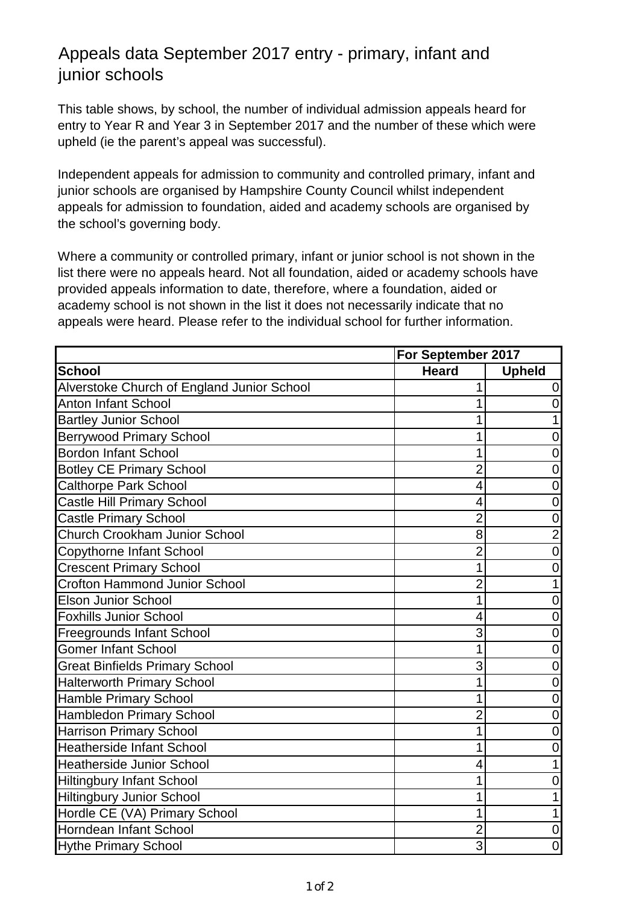# Appeals data September 2017 entry - primary, infant and junior schools

This table shows, by school, the number of individual admission appeals heard for entry to Year R and Year 3 in September 2017 and the number of these which were upheld (ie the parent's appeal was successful).

Independent appeals for admission to community and controlled primary, infant and junior schools are organised by Hampshire County Council whilst independent appeals for admission to foundation, aided and academy schools are organised by the school's governing body.

Where a community or controlled primary, infant or junior school is not shown in the list there were no appeals heard. Not all foundation, aided or academy schools have provided appeals information to date, therefore, where a foundation, aided or academy school is not shown in the list it does not necessarily indicate that no appeals were heard. Please refer to the individual school for further information.

| | For September 2017 | |
|---|---|---|
| **School** | **Heard** | **Upheld** |
| Alverstoke Church of England Junior School | 1 | 0 |
| Anton Infant School | 1 | 0 |
| Bartley Junior School | 1 | 1 |
| Berrywood Primary School | 1 | 0 |
| Bordon Infant School | 1 | 0 |
| Botley CE Primary School | 2 | 0 |
| Calthorpe Park School | 4 | 0 |
| Castle Hill Primary School | 4 | 0 |
| Castle Primary School | 2 | 0 |
| Church Crookham Junior School | 8 | 2 |
| Copythorne Infant School | 2 | 0 |
| Crescent Primary School | 1 | 0 |
| Crofton Hammond Junior School | 2 | 1 |
| Elson Junior School | 1 | 0 |
| Foxhills Junior School | 4 | 0 |
| Freegrounds Infant School | 3 | 0 |
| Gomer Infant School | 1 | 0 |
| Great Binfields Primary School | 3 | 0 |
| Halterworth Primary School | 1 | 0 |
| Hamble Primary School | 1 | 0 |
| Hambledon Primary School | 2 | 0 |
| Harrison Primary School | 1 | 0 |
| Heatherside Infant School | 1 | 0 |
| Heatherside Junior School | 4 | 1 |
| Hiltingbury Infant School | 1 | 0 |
| Hiltingbury Junior School | 1 | 1 |
| Hordle CE (VA) Primary School | 1 | 1 |
| Horndean Infant School | 2 | 0 |
| Hythe Primary School | 3 | 0 |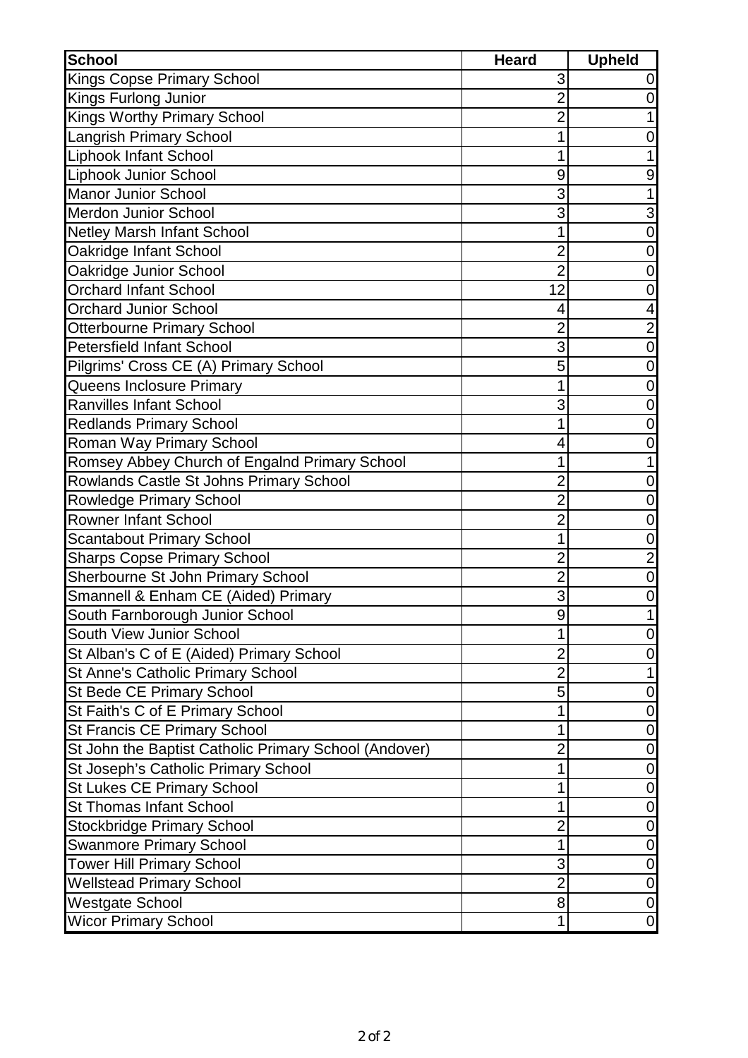| School | Heard | Upheld |
|---|---|---|
| Kings Copse Primary School | 3 | 0 |
| Kings Furlong Junior | 2 | 0 |
| Kings Worthy Primary School | 2 | 1 |
| Langrish Primary School | 1 | 0 |
| Liphook Infant School | 1 | 1 |
| Liphook Junior School | 9 | 9 |
| Manor Junior School | 3 | 1 |
| Merdon Junior School | 3 | 3 |
| Netley Marsh Infant School | 1 | 0 |
| Oakridge Infant School | 2 | 0 |
| Oakridge Junior School | 2 | 0 |
| Orchard Infant School | 12 | 0 |
| Orchard Junior School | 4 | 4 |
| Otterbourne Primary School | 2 | 2 |
| Petersfield Infant School | 3 | 0 |
| Pilgrims' Cross CE (A) Primary School | 5 | 0 |
| Queens Inclosure Primary | 1 | 0 |
| Ranvilles Infant School | 3 | 0 |
| Redlands Primary School | 1 | 0 |
| Roman Way Primary School | 4 | 0 |
| Romsey Abbey Church of Engalnd Primary School | 1 | 1 |
| Rowlands Castle St Johns Primary School | 2 | 0 |
| Rowledge Primary School | 2 | 0 |
| Rowner Infant School | 2 | 0 |
| Scantabout Primary School | 1 | 0 |
| Sharps Copse Primary School | 2 | 2 |
| Sherbourne St John Primary School | 2 | 0 |
| Smannell & Enham CE (Aided) Primary | 3 | 0 |
| South Farnborough Junior School | 9 | 1 |
| South View Junior School | 1 | 0 |
| St Alban's C of E (Aided) Primary School | 2 | 0 |
| St Anne's Catholic Primary School | 2 | 1 |
| St Bede CE Primary School | 5 | 0 |
| St Faith's C of E Primary School | 1 | 0 |
| St Francis CE Primary School | 1 | 0 |
| St John the Baptist Catholic Primary School (Andover) | 2 | 0 |
| St Joseph's Catholic Primary School | 1 | 0 |
| St Lukes CE Primary School | 1 | 0 |
| St Thomas Infant School | 1 | 0 |
| Stockbridge Primary School | 2 | 0 |
| Swanmore Primary School | 1 | 0 |
| Tower Hill Primary School | 3 | 0 |
| Wellstead Primary School | 2 | 0 |
| Westgate School | 8 | 0 |
| Wicor Primary School | 1 | 0 |